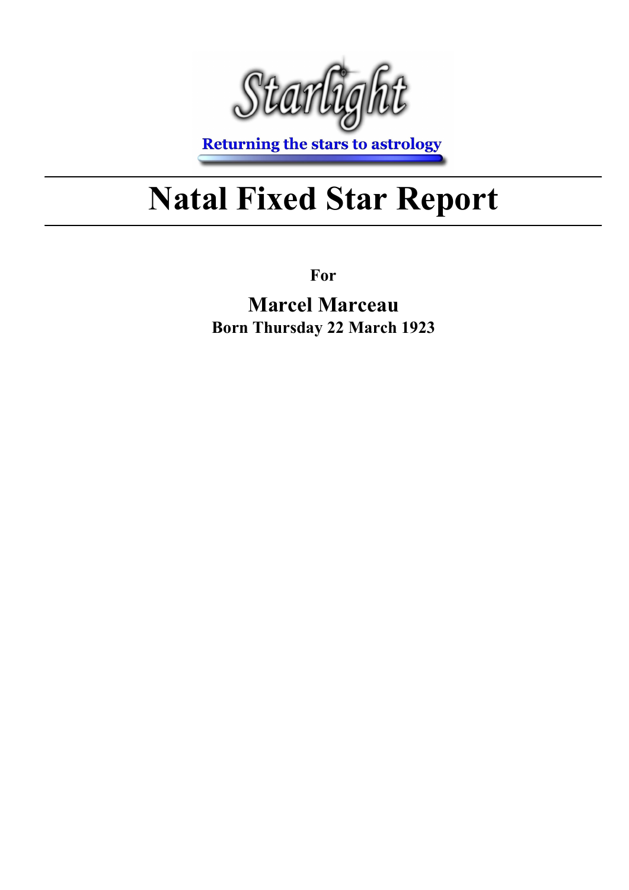Starlight

Returning the stars to astrology

# Natal Fixed Star Report

**For**

**Marcel Marceau**
**Born Thursday 22 March 1923**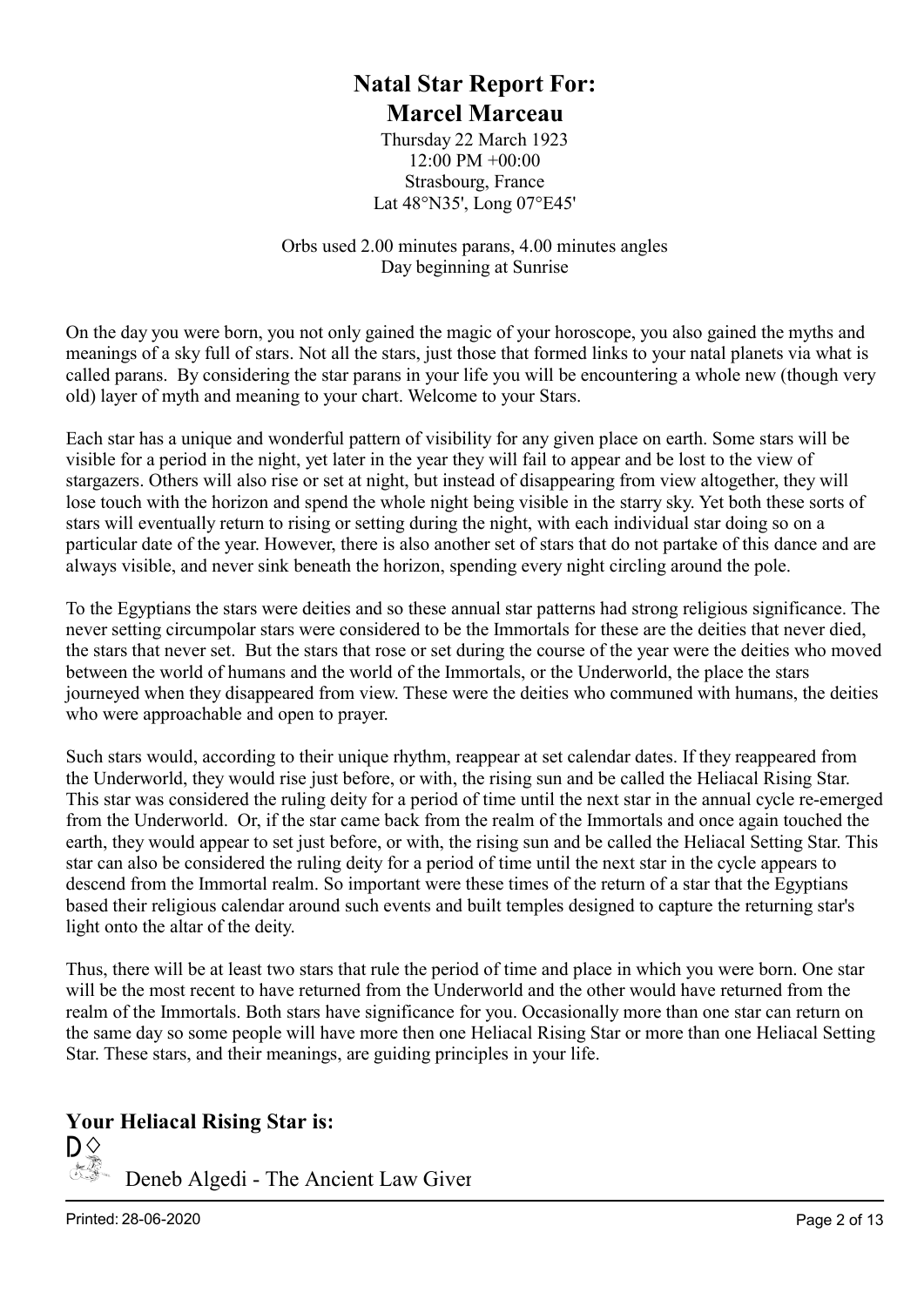# Natal Star Report For:
# Marcel Marceau

Thursday 22 March 1923
12:00 PM +00:00
Strasbourg, France
Lat 48°N35', Long 07°E45'

Orbs used 2.00 minutes parans, 4.00 minutes angles
Day beginning at Sunrise

On the day you were born, you not only gained the magic of your horoscope, you also gained the myths and meanings of a sky full of stars. Not all the stars, just those that formed links to your natal planets via what is called parans. By considering the star parans in your life you will be encountering a whole new (though very old) layer of myth and meaning to your chart. Welcome to your Stars.

Each star has a unique and wonderful pattern of visibility for any given place on earth. Some stars will be visible for a period in the night, yet later in the year they will fail to appear and be lost to the view of stargazers. Others will also rise or set at night, but instead of disappearing from view altogether, they will lose touch with the horizon and spend the whole night being visible in the starry sky. Yet both these sorts of stars will eventually return to rising or setting during the night, with each individual star doing so on a particular date of the year. However, there is also another set of stars that do not partake of this dance and are always visible, and never sink beneath the horizon, spending every night circling around the pole.

To the Egyptians the stars were deities and so these annual star patterns had strong religious significance. The never setting circumpolar stars were considered to be the Immortals for these are the deities that never died, the stars that never set. But the stars that rose or set during the course of the year were the deities who moved between the world of humans and the world of the Immortals, or the Underworld, the place the stars journeyed when they disappeared from view. These were the deities who communed with humans, the deities who were approachable and open to prayer.

Such stars would, according to their unique rhythm, reappear at set calendar dates. If they reappeared from the Underworld, they would rise just before, or with, the rising sun and be called the Heliacal Rising Star. This star was considered the ruling deity for a period of time until the next star in the annual cycle re-emerged from the Underworld. Or, if the star came back from the realm of the Immortals and once again touched the earth, they would appear to set just before, or with, the rising sun and be called the Heliacal Setting Star. This star can also be considered the ruling deity for a period of time until the next star in the cycle appears to descend from the Immortal realm. So important were these times of the return of a star that the Egyptians based their religious calendar around such events and built temples designed to capture the returning star's light onto the altar of the deity.

Thus, there will be at least two stars that rule the period of time and place in which you were born. One star will be the most recent to have returned from the Underworld and the other would have returned from the realm of the Immortals. Both stars have significance for you. Occasionally more than one star can return on the same day so some people will have more then one Heliacal Rising Star or more than one Heliacal Setting Star. These stars, and their meanings, are guiding principles in your life.

## Your Heliacal Rising Star is:

D◊

Deneb Algedi - The Ancient Law Giver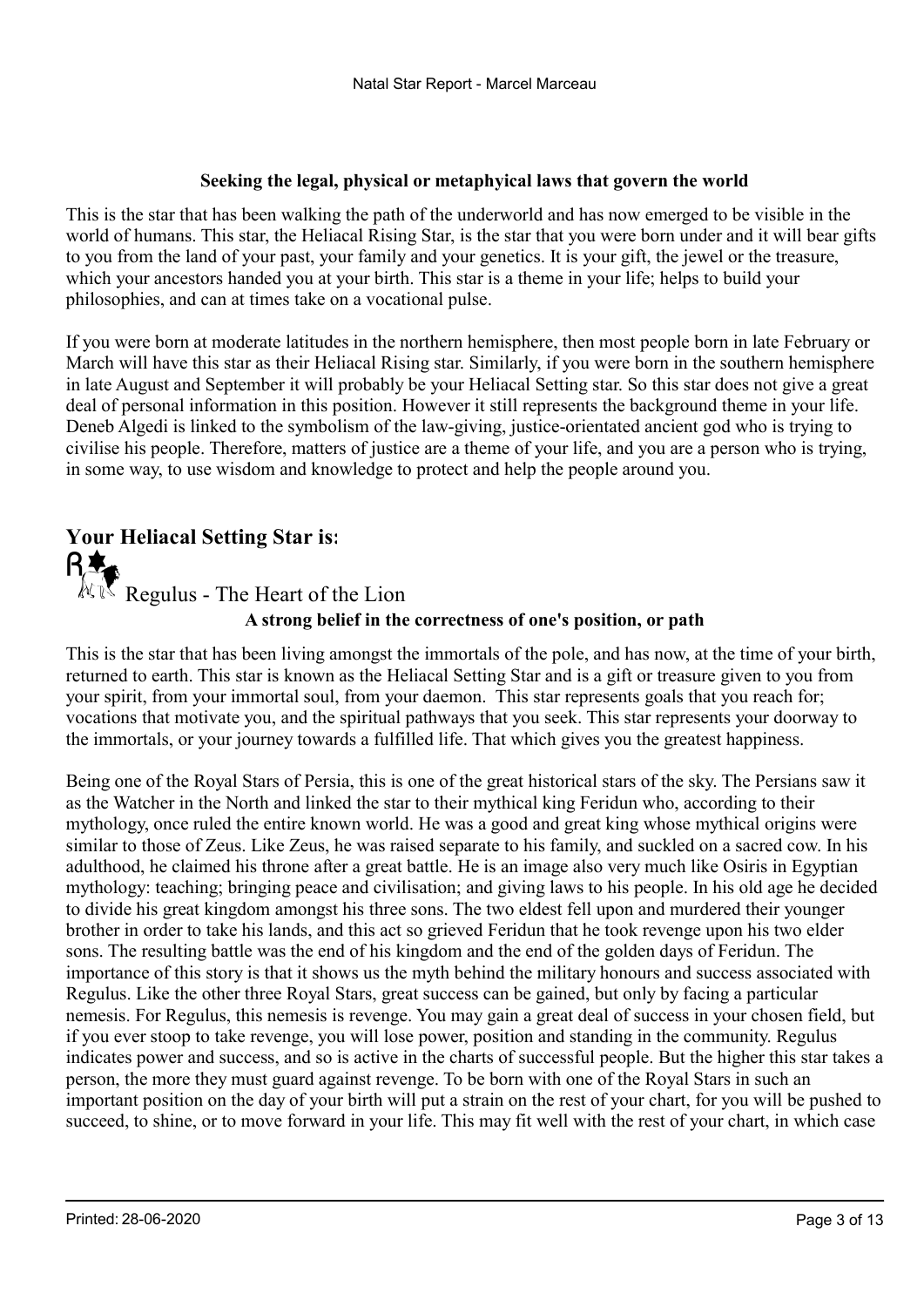**Seeking the legal, physical or metaphyical laws that govern the world**

This is the star that has been walking the path of the underworld and has now emerged to be visible in the world of humans. This star, the Heliacal Rising Star, is the star that you were born under and it will bear gifts to you from the land of your past, your family and your genetics. It is your gift, the jewel or the treasure, which your ancestors handed you at your birth. This star is a theme in your life; helps to build your philosophies, and can at times take on a vocational pulse.

If you were born at moderate latitudes in the northern hemisphere, then most people born in late February or March will have this star as their Heliacal Rising star. Similarly, if you were born in the southern hemisphere in late August and September it will probably be your Heliacal Setting star. So this star does not give a great deal of personal information in this position. However it still represents the background theme in your life. Deneb Algedi is linked to the symbolism of the law-giving, justice-orientated ancient god who is trying to civilise his people. Therefore, matters of justice are a theme of your life, and you are a person who is trying, in some way, to use wisdom and knowledge to protect and help the people around you.

## Your Heliacal Setting Star is:

### Regulus - The Heart of the Lion

**A strong belief in the correctness of one's position, or path**

This is the star that has been living amongst the immortals of the pole, and has now, at the time of your birth, returned to earth. This star is known as the Heliacal Setting Star and is a gift or treasure given to you from your spirit, from your immortal soul, from your daemon. This star represents goals that you reach for; vocations that motivate you, and the spiritual pathways that you seek. This star represents your doorway to the immortals, or your journey towards a fulfilled life. That which gives you the greatest happiness.

Being one of the Royal Stars of Persia, this is one of the great historical stars of the sky. The Persians saw it as the Watcher in the North and linked the star to their mythical king Feridun who, according to their mythology, once ruled the entire known world. He was a good and great king whose mythical origins were similar to those of Zeus. Like Zeus, he was raised separate to his family, and suckled on a sacred cow. In his adulthood, he claimed his throne after a great battle. He is an image also very much like Osiris in Egyptian mythology: teaching; bringing peace and civilisation; and giving laws to his people. In his old age he decided to divide his great kingdom amongst his three sons. The two eldest fell upon and murdered their younger brother in order to take his lands, and this act so grieved Feridun that he took revenge upon his two elder sons. The resulting battle was the end of his kingdom and the end of the golden days of Feridun. The importance of this story is that it shows us the myth behind the military honours and success associated with Regulus. Like the other three Royal Stars, great success can be gained, but only by facing a particular nemesis. For Regulus, this nemesis is revenge. You may gain a great deal of success in your chosen field, but if you ever stoop to take revenge, you will lose power, position and standing in the community. Regulus indicates power and success, and so is active in the charts of successful people. But the higher this star takes a person, the more they must guard against revenge. To be born with one of the Royal Stars in such an important position on the day of your birth will put a strain on the rest of your chart, for you will be pushed to succeed, to shine, or to move forward in your life. This may fit well with the rest of your chart, in which case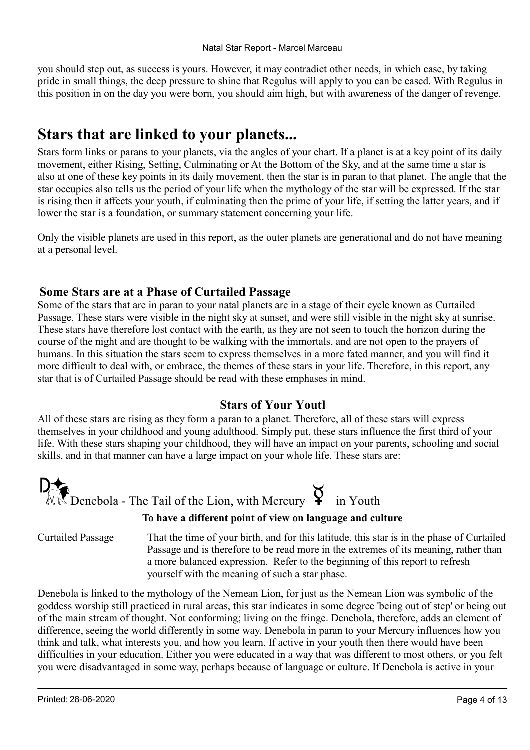you should step out, as success is yours. However, it may contradict other needs, in which case, by taking pride in small things, the deep pressure to shine that Regulus will apply to you can be eased. With Regulus in this position in on the day you were born, you should aim high, but with awareness of the danger of revenge.

# Stars that are linked to your planets...

Stars form links or parans to your planets, via the angles of your chart. If a planet is at a key point of its daily movement, either Rising, Setting, Culminating or At the Bottom of the Sky, and at the same time a star is also at one of these key points in its daily movement, then the star is in paran to that planet. The angle that the star occupies also tells us the period of your life when the mythology of the star will be expressed. If the star is rising then it affects your youth, if culminating then the prime of your life, if setting the latter years, and if lower the star is a foundation, or summary statement concerning your life.

Only the visible planets are used in this report, as the outer planets are generational and do not have meaning at a personal level.

### Some Stars are at a Phase of Curtailed Passage

Some of the stars that are in paran to your natal planets are in a stage of their cycle known as Curtailed Passage. These stars were visible in the night sky at sunset, and were still visible in the night sky at sunrise. These stars have therefore lost contact with the earth, as they are not seen to touch the horizon during the course of the night and are thought to be walking with the immortals, and are not open to the prayers of humans. In this situation the stars seem to express themselves in a more fated manner, and you will find it more difficult to deal with, or embrace, the themes of these stars in your life. Therefore, in this report, any star that is of Curtailed Passage should be read with these emphases in mind.

### Stars of Your Youth

All of these stars are rising as they form a paran to a planet. Therefore, all of these stars will express themselves in your childhood and young adulthood. Simply put, these stars influence the first third of your life. With these stars shaping your childhood, they will have an impact on your parents, schooling and social skills, and in that manner can have a large impact on your whole life. These stars are:

## Denebola - The Tail of the Lion, with Mercury ☿ in Youth

**To have a different point of view on language and culture**

Curtailed Passage — That the time of your birth, and for this latitude, this star is in the phase of Curtailed Passage and is therefore to be read more in the extremes of its meaning, rather than a more balanced expression. Refer to the beginning of this report to refresh yourself with the meaning of such a star phase.

Denebola is linked to the mythology of the Nemean Lion, for just as the Nemean Lion was symbolic of the goddess worship still practiced in rural areas, this star indicates in some degree 'being out of step' or being out of the main stream of thought. Not conforming; living on the fringe. Denebola, therefore, adds an element of difference, seeing the world differently in some way. Denebola in paran to your Mercury influences how you think and talk, what interests you, and how you learn. If active in your youth then there would have been difficulties in your education. Either you were educated in a way that was different to most others, or you felt you were disadvantaged in some way, perhaps because of language or culture. If Denebola is active in your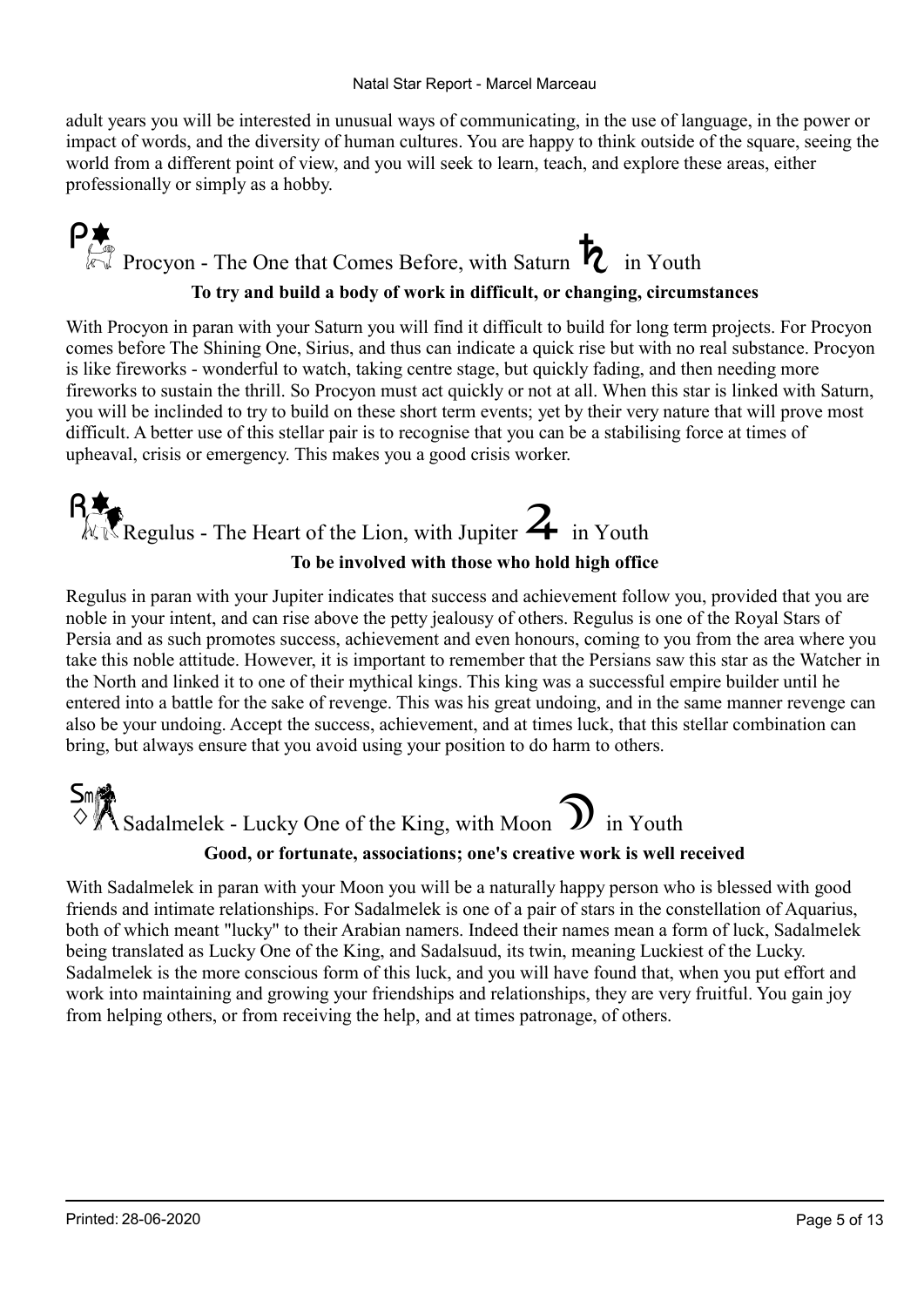adult years you will be interested in unusual ways of communicating, in the use of language, in the power or impact of words, and the diversity of human cultures. You are happy to think outside of the square, seeing the world from a different point of view, and you will seek to learn, teach, and explore these areas, either professionally or simply as a hobby.

## Procyon - The One that Comes Before, with Saturn ♄ in Youth

**To try and build a body of work in difficult, or changing, circumstances**

With Procyon in paran with your Saturn you will find it difficult to build for long term projects. For Procyon comes before The Shining One, Sirius, and thus can indicate a quick rise but with no real substance. Procyon is like fireworks - wonderful to watch, taking centre stage, but quickly fading, and then needing more fireworks to sustain the thrill. So Procyon must act quickly or not at all. When this star is linked with Saturn, you will be inclinded to try to build on these short term events; yet by their very nature that will prove most difficult. A better use of this stellar pair is to recognise that you can be a stabilising force at times of upheaval, crisis or emergency. This makes you a good crisis worker.

## Regulus - The Heart of the Lion, with Jupiter ♃ in Youth

**To be involved with those who hold high office**

Regulus in paran with your Jupiter indicates that success and achievement follow you, provided that you are noble in your intent, and can rise above the petty jealousy of others. Regulus is one of the Royal Stars of Persia and as such promotes success, achievement and even honours, coming to you from the area where you take this noble attitude. However, it is important to remember that the Persians saw this star as the Watcher in the North and linked it to one of their mythical kings. This king was a successful empire builder until he entered into a battle for the sake of revenge. This was his great undoing, and in the same manner revenge can also be your undoing. Accept the success, achievement, and at times luck, that this stellar combination can bring, but always ensure that you avoid using your position to do harm to others.

## Sadalmelek - Lucky One of the King, with Moon ☽ in Youth

**Good, or fortunate, associations; one's creative work is well received**

With Sadalmelek in paran with your Moon you will be a naturally happy person who is blessed with good friends and intimate relationships. For Sadalmelek is one of a pair of stars in the constellation of Aquarius, both of which meant "lucky" to their Arabian namers. Indeed their names mean a form of luck, Sadalmelek being translated as Lucky One of the King, and Sadalsuud, its twin, meaning Luckiest of the Lucky. Sadalmelek is the more conscious form of this luck, and you will have found that, when you put effort and work into maintaining and growing your friendships and relationships, they are very fruitful. You gain joy from helping others, or from receiving the help, and at times patronage, of others.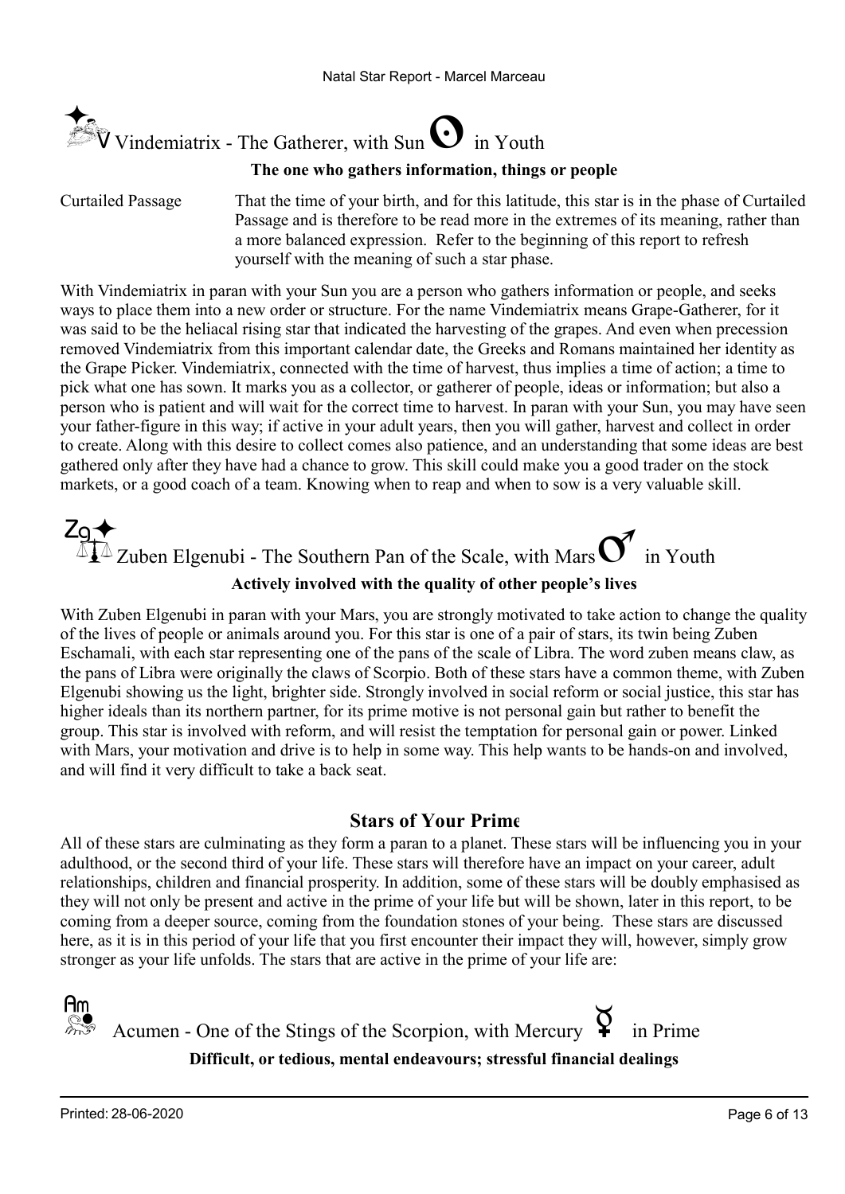### Vindemiatrix - The Gatherer, with Sun in Youth

**The one who gathers information, things or people**

Curtailed Passage — That the time of your birth, and for this latitude, this star is in the phase of Curtailed Passage and is therefore to be read more in the extremes of its meaning, rather than a more balanced expression. Refer to the beginning of this report to refresh yourself with the meaning of such a star phase.

With Vindemiatrix in paran with your Sun you are a person who gathers information or people, and seeks ways to place them into a new order or structure. For the name Vindemiatrix means Grape-Gatherer, for it was said to be the heliacal rising star that indicated the harvesting of the grapes. And even when precession removed Vindemiatrix from this important calendar date, the Greeks and Romans maintained her identity as the Grape Picker. Vindemiatrix, connected with the time of harvest, thus implies a time of action; a time to pick what one has sown. It marks you as a collector, or gatherer of people, ideas or information; but also a person who is patient and will wait for the correct time to harvest. In paran with your Sun, you may have seen your father-figure in this way; if active in your adult years, then you will gather, harvest and collect in order to create. Along with this desire to collect comes also patience, and an understanding that some ideas are best gathered only after they have had a chance to grow. This skill could make you a good trader on the stock markets, or a good coach of a team. Knowing when to reap and when to sow is a very valuable skill.

### Zuben Elgenubi - The Southern Pan of the Scale, with Mars in Youth

**Actively involved with the quality of other people's lives**

With Zuben Elgenubi in paran with your Mars, you are strongly motivated to take action to change the quality of the lives of people or animals around you. For this star is one of a pair of stars, its twin being Zuben Eschamali, with each star representing one of the pans of the scale of Libra. The word zuben means claw, as the pans of Libra were originally the claws of Scorpio. Both of these stars have a common theme, with Zuben Elgenubi showing us the light, brighter side. Strongly involved in social reform or social justice, this star has higher ideals than its northern partner, for its prime motive is not personal gain but rather to benefit the group. This star is involved with reform, and will resist the temptation for personal gain or power. Linked with Mars, your motivation and drive is to help in some way. This help wants to be hands-on and involved, and will find it very difficult to take a back seat.

## Stars of Your Prime

All of these stars are culminating as they form a paran to a planet. These stars will be influencing you in your adulthood, or the second third of your life. These stars will therefore have an impact on your career, adult relationships, children and financial prosperity. In addition, some of these stars will be doubly emphasised as they will not only be present and active in the prime of your life but will be shown, later in this report, to be coming from a deeper source, coming from the foundation stones of your being. These stars are discussed here, as it is in this period of your life that you first encounter their impact they will, however, simply grow stronger as your life unfolds. The stars that are active in the prime of your life are:

### Acumen - One of the Stings of the Scorpion, with Mercury in Prime

**Difficult, or tedious, mental endeavours; stressful financial dealings**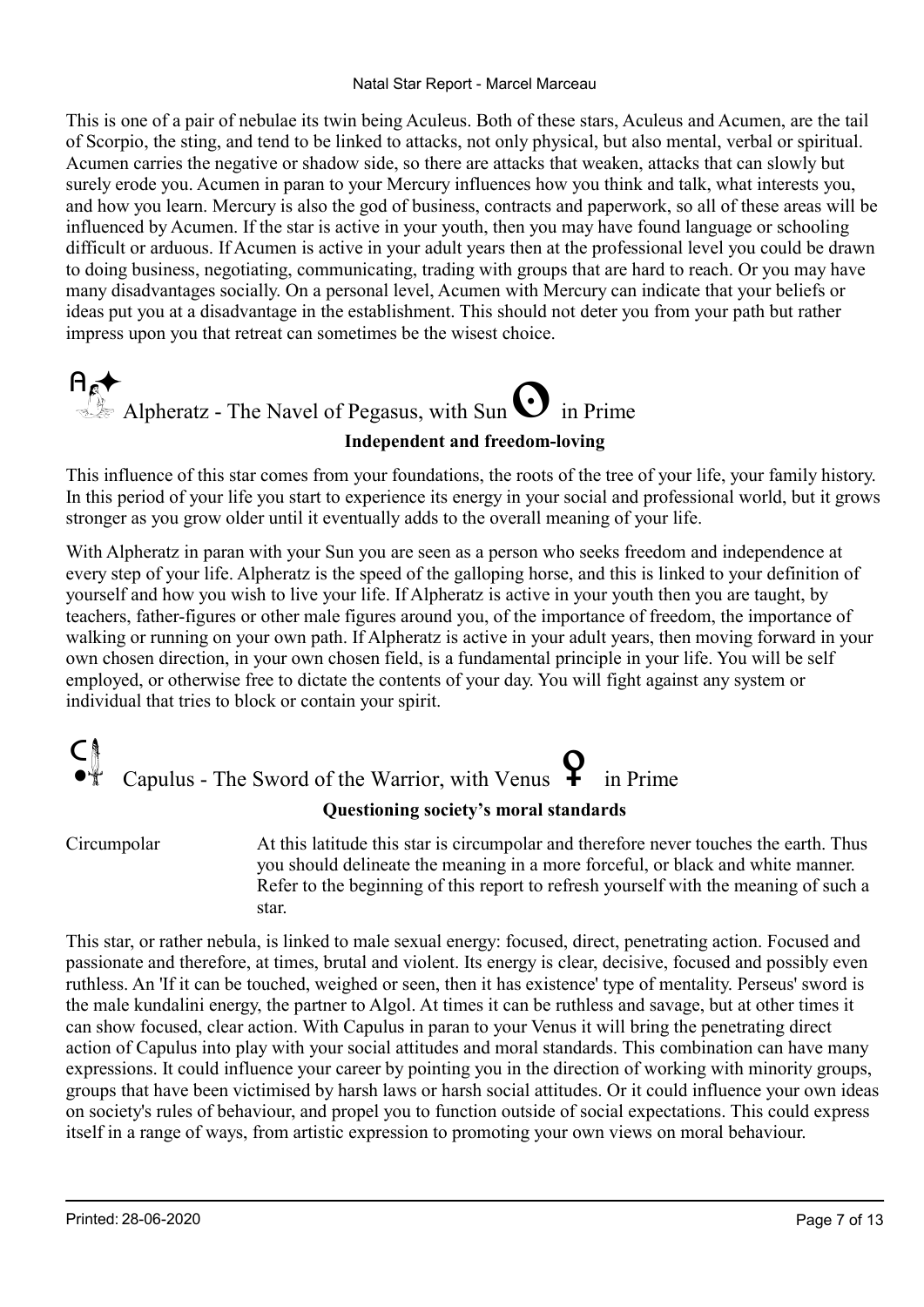This is one of a pair of nebulae its twin being Aculeus. Both of these stars, Aculeus and Acumen, are the tail of Scorpio, the sting, and tend to be linked to attacks, not only physical, but also mental, verbal or spiritual. Acumen carries the negative or shadow side, so there are attacks that weaken, attacks that can slowly but surely erode you. Acumen in paran to your Mercury influences how you think and talk, what interests you, and how you learn. Mercury is also the god of business, contracts and paperwork, so all of these areas will be influenced by Acumen. If the star is active in your youth, then you may have found language or schooling difficult or arduous. If Acumen is active in your adult years then at the professional level you could be drawn to doing business, negotiating, communicating, trading with groups that are hard to reach. Or you may have many disadvantages socially. On a personal level, Acumen with Mercury can indicate that your beliefs or ideas put you at a disadvantage in the establishment. This should not deter you from your path but rather impress upon you that retreat can sometimes be the wisest choice.

## Alpheratz - The Navel of Pegasus, with Sun ☉ in Prime

**Independent and freedom-loving**

This influence of this star comes from your foundations, the roots of the tree of your life, your family history. In this period of your life you start to experience its energy in your social and professional world, but it grows stronger as you grow older until it eventually adds to the overall meaning of your life.

With Alpheratz in paran with your Sun you are seen as a person who seeks freedom and independence at every step of your life. Alpheratz is the speed of the galloping horse, and this is linked to your definition of yourself and how you wish to live your life. If Alpheratz is active in your youth then you are taught, by teachers, father-figures or other male figures around you, of the importance of freedom, the importance of walking or running on your own path. If Alpheratz is active in your adult years, then moving forward in your own chosen direction, in your own chosen field, is a fundamental principle in your life. You will be self employed, or otherwise free to dictate the contents of your day. You will fight against any system or individual that tries to block or contain your spirit.

## Capulus - The Sword of the Warrior, with Venus ♀ in Prime

**Questioning society's moral standards**

Circumpolar — At this latitude this star is circumpolar and therefore never touches the earth. Thus you should delineate the meaning in a more forceful, or black and white manner. Refer to the beginning of this report to refresh yourself with the meaning of such a star.

This star, or rather nebula, is linked to male sexual energy: focused, direct, penetrating action. Focused and passionate and therefore, at times, brutal and violent. Its energy is clear, decisive, focused and possibly even ruthless. An 'If it can be touched, weighed or seen, then it has existence' type of mentality. Perseus' sword is the male kundalini energy, the partner to Algol. At times it can be ruthless and savage, but at other times it can show focused, clear action. With Capulus in paran to your Venus it will bring the penetrating direct action of Capulus into play with your social attitudes and moral standards. This combination can have many expressions. It could influence your career by pointing you in the direction of working with minority groups, groups that have been victimised by harsh laws or harsh social attitudes. Or it could influence your own ideas on society's rules of behaviour, and propel you to function outside of social expectations. This could express itself in a range of ways, from artistic expression to promoting your own views on moral behaviour.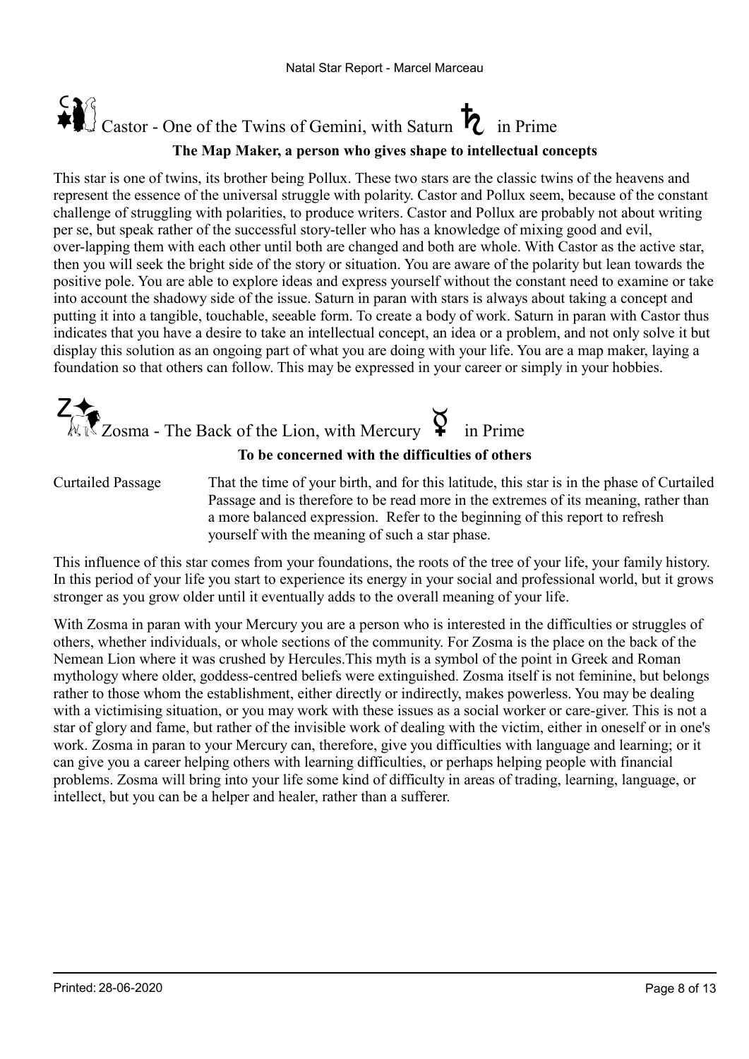## Castor - One of the Twins of Gemini, with Saturn ♄ in Prime

**The Map Maker, a person who gives shape to intellectual concepts**

This star is one of twins, its brother being Pollux. These two stars are the classic twins of the heavens and represent the essence of the universal struggle with polarity. Castor and Pollux seem, because of the constant challenge of struggling with polarities, to produce writers. Castor and Pollux are probably not about writing per se, but speak rather of the successful story-teller who has a knowledge of mixing good and evil, over-lapping them with each other until both are changed and both are whole. With Castor as the active star, then you will seek the bright side of the story or situation. You are aware of the polarity but lean towards the positive pole. You are able to explore ideas and express yourself without the constant need to examine or take into account the shadowy side of the issue. Saturn in paran with stars is always about taking a concept and putting it into a tangible, touchable, seeable form. To create a body of work. Saturn in paran with Castor thus indicates that you have a desire to take an intellectual concept, an idea or a problem, and not only solve it but display this solution as an ongoing part of what you are doing with your life. You are a map maker, laying a foundation so that others can follow. This may be expressed in your career or simply in your hobbies.

## Zosma - The Back of the Lion, with Mercury ☿ in Prime

**To be concerned with the difficulties of others**

Curtailed Passage: That the time of your birth, and for this latitude, this star is in the phase of Curtailed Passage and is therefore to be read more in the extremes of its meaning, rather than a more balanced expression. Refer to the beginning of this report to refresh yourself with the meaning of such a star phase.

This influence of this star comes from your foundations, the roots of the tree of your life, your family history. In this period of your life you start to experience its energy in your social and professional world, but it grows stronger as you grow older until it eventually adds to the overall meaning of your life.

With Zosma in paran with your Mercury you are a person who is interested in the difficulties or struggles of others, whether individuals, or whole sections of the community. For Zosma is the place on the back of the Nemean Lion where it was crushed by Hercules.This myth is a symbol of the point in Greek and Roman mythology where older, goddess-centred beliefs were extinguished. Zosma itself is not feminine, but belongs rather to those whom the establishment, either directly or indirectly, makes powerless. You may be dealing with a victimising situation, or you may work with these issues as a social worker or care-giver. This is not a star of glory and fame, but rather of the invisible work of dealing with the victim, either in oneself or in one's work. Zosma in paran to your Mercury can, therefore, give you difficulties with language and learning; or it can give you a career helping others with learning difficulties, or perhaps helping people with financial problems. Zosma will bring into your life some kind of difficulty in areas of trading, learning, language, or intellect, but you can be a helper and healer, rather than a sufferer.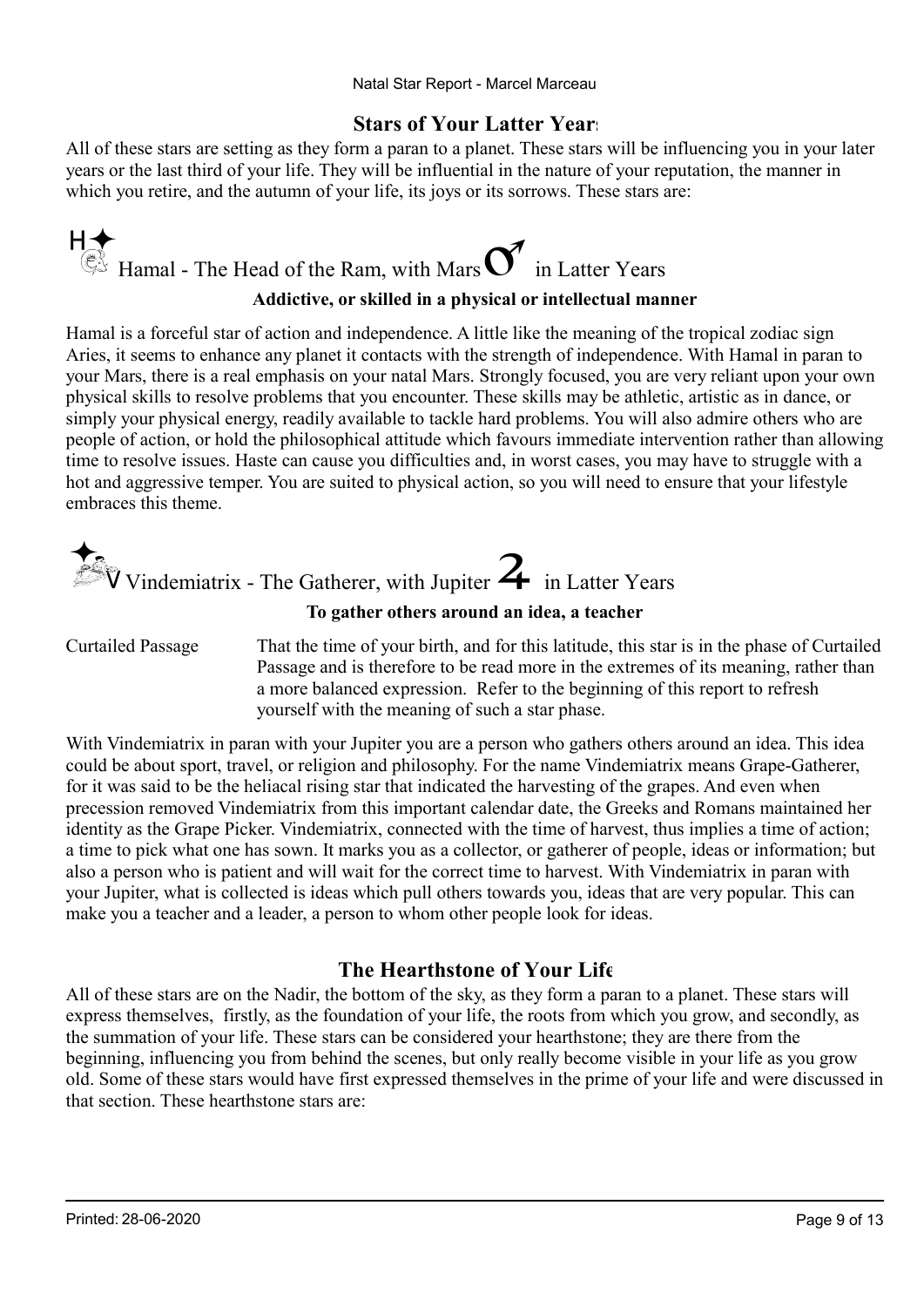## Stars of Your Latter Years

All of these stars are setting as they form a paran to a planet. These stars will be influencing you in your later years or the last third of your life. They will be influential in the nature of your reputation, the manner in which you retire, and the autumn of your life, its joys or its sorrows. These stars are:

### H✦ Hamal - The Head of the Ram, with Mars ♂ in Latter Years

**Addictive, or skilled in a physical or intellectual manner**

Hamal is a forceful star of action and independence. A little like the meaning of the tropical zodiac sign Aries, it seems to enhance any planet it contacts with the strength of independence. With Hamal in paran to your Mars, there is a real emphasis on your natal Mars. Strongly focused, you are very reliant upon your own physical skills to resolve problems that you encounter. These skills may be athletic, artistic as in dance, or simply your physical energy, readily available to tackle hard problems. You will also admire others who are people of action, or hold the philosophical attitude which favours immediate intervention rather than allowing time to resolve issues. Haste can cause you difficulties and, in worst cases, you may have to struggle with a hot and aggressive temper. You are suited to physical action, so you will need to ensure that your lifestyle embraces this theme.

### ✦V Vindemiatrix - The Gatherer, with Jupiter ♃ in Latter Years

**To gather others around an idea, a teacher**

Curtailed Passage — That the time of your birth, and for this latitude, this star is in the phase of Curtailed Passage and is therefore to be read more in the extremes of its meaning, rather than a more balanced expression. Refer to the beginning of this report to refresh yourself with the meaning of such a star phase.

With Vindemiatrix in paran with your Jupiter you are a person who gathers others around an idea. This idea could be about sport, travel, or religion and philosophy. For the name Vindemiatrix means Grape-Gatherer, for it was said to be the heliacal rising star that indicated the harvesting of the grapes. And even when precession removed Vindemiatrix from this important calendar date, the Greeks and Romans maintained her identity as the Grape Picker. Vindemiatrix, connected with the time of harvest, thus implies a time of action; a time to pick what one has sown. It marks you as a collector, or gatherer of people, ideas or information; but also a person who is patient and will wait for the correct time to harvest. With Vindemiatrix in paran with your Jupiter, what is collected is ideas which pull others towards you, ideas that are very popular. This can make you a teacher and a leader, a person to whom other people look for ideas.

## The Hearthstone of Your Life

All of these stars are on the Nadir, the bottom of the sky, as they form a paran to a planet. These stars will express themselves, firstly, as the foundation of your life, the roots from which you grow, and secondly, as the summation of your life. These stars can be considered your hearthstone; they are there from the beginning, influencing you from behind the scenes, but only really become visible in your life as you grow old. Some of these stars would have first expressed themselves in the prime of your life and were discussed in that section. These hearthstone stars are: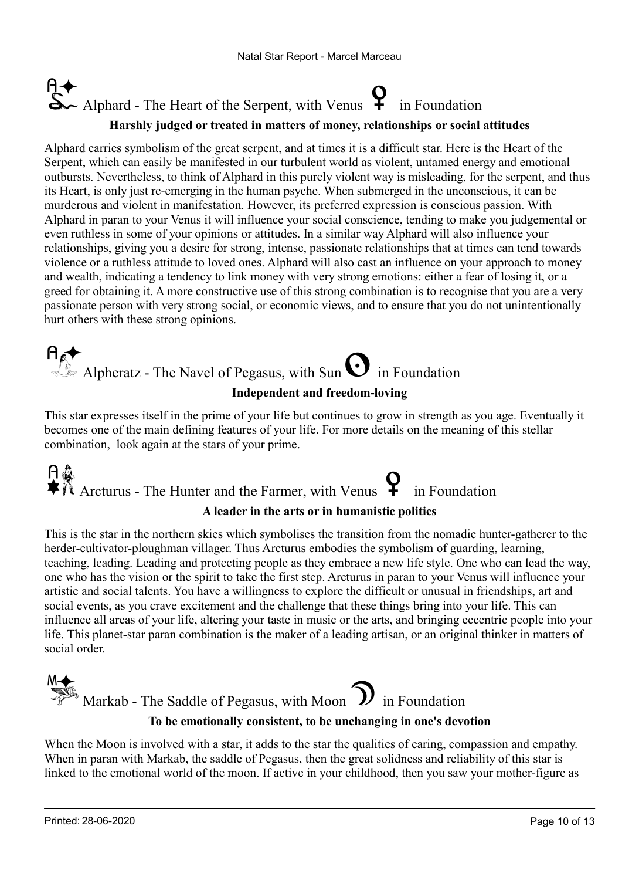## Alphard - The Heart of the Serpent, with Venus ♀ in Foundation

**Harshly judged or treated in matters of money, relationships or social attitudes**

Alphard carries symbolism of the great serpent, and at times it is a difficult star. Here is the Heart of the Serpent, which can easily be manifested in our turbulent world as violent, untamed energy and emotional outbursts. Nevertheless, to think of Alphard in this purely violent way is misleading, for the serpent, and thus its Heart, is only just re-emerging in the human psyche. When submerged in the unconscious, it can be murderous and violent in manifestation. However, its preferred expression is conscious passion. With Alphard in paran to your Venus it will influence your social conscience, tending to make you judgemental or even ruthless in some of your opinions or attitudes. In a similar way Alphard will also influence your relationships, giving you a desire for strong, intense, passionate relationships that at times can tend towards violence or a ruthless attitude to loved ones. Alphard will also cast an influence on your approach to money and wealth, indicating a tendency to link money with very strong emotions: either a fear of losing it, or a greed for obtaining it. A more constructive use of this strong combination is to recognise that you are a very passionate person with very strong social, or economic views, and to ensure that you do not unintentionally hurt others with these strong opinions.

## Alpheratz - The Navel of Pegasus, with Sun ☉ in Foundation

**Independent and freedom-loving**

This star expresses itself in the prime of your life but continues to grow in strength as you age. Eventually it becomes one of the main defining features of your life. For more details on the meaning of this stellar combination, look again at the stars of your prime.

## Arcturus - The Hunter and the Farmer, with Venus ♀ in Foundation

**A leader in the arts or in humanistic politics**

This is the star in the northern skies which symbolises the transition from the nomadic hunter-gatherer to the herder-cultivator-ploughman villager. Thus Arcturus embodies the symbolism of guarding, learning, teaching, leading. Leading and protecting people as they embrace a new life style. One who can lead the way, one who has the vision or the spirit to take the first step. Arcturus in paran to your Venus will influence your artistic and social talents. You have a willingness to explore the difficult or unusual in friendships, art and social events, as you crave excitement and the challenge that these things bring into your life. This can influence all areas of your life, altering your taste in music or the arts, and bringing eccentric people into your life. This planet-star paran combination is the maker of a leading artisan, or an original thinker in matters of social order.

## Markab - The Saddle of Pegasus, with Moon ☽ in Foundation

**To be emotionally consistent, to be unchanging in one's devotion**

When the Moon is involved with a star, it adds to the star the qualities of caring, compassion and empathy. When in paran with Markab, the saddle of Pegasus, then the great solidness and reliability of this star is linked to the emotional world of the moon. If active in your childhood, then you saw your mother-figure as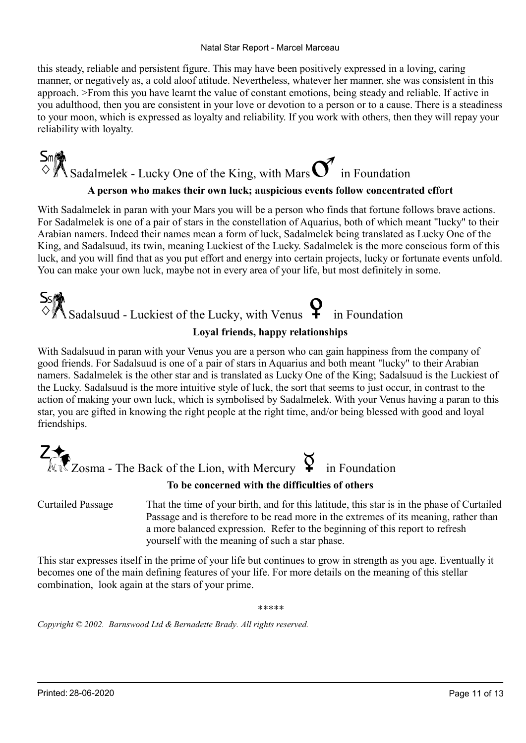this steady, reliable and persistent figure. This may have been positively expressed in a loving, caring manner, or negatively as, a cold aloof atitude. Nevertheless, whatever her manner, she was consistent in this approach. >From this you have learnt the value of constant emotions, being steady and reliable. If active in you adulthood, then you are consistent in your love or devotion to a person or to a cause. There is a steadiness to your moon, which is expressed as loyalty and reliability. If you work with others, then they will repay your reliability with loyalty.

## Sadalmelek - Lucky One of the King, with Mars ♂ in Foundation

**A person who makes their own luck; auspicious events follow concentrated effort**

With Sadalmelek in paran with your Mars you will be a person who finds that fortune follows brave actions. For Sadalmelek is one of a pair of stars in the constellation of Aquarius, both of which meant "lucky" to their Arabian namers. Indeed their names mean a form of luck, Sadalmelek being translated as Lucky One of the King, and Sadalsuud, its twin, meaning Luckiest of the Lucky. Sadalmelek is the more conscious form of this luck, and you will find that as you put effort and energy into certain projects, lucky or fortunate events unfold. You can make your own luck, maybe not in every area of your life, but most definitely in some.

## Sadalsuud - Luckiest of the Lucky, with Venus ♀ in Foundation

**Loyal friends, happy relationships**

With Sadalsuud in paran with your Venus you are a person who can gain happiness from the company of good friends. For Sadalsuud is one of a pair of stars in Aquarius and both meant "lucky" to their Arabian namers. Sadalmelek is the other star and is translated as Lucky One of the King; Sadalsuud is the Luckiest of the Lucky. Sadalsuud is the more intuitive style of luck, the sort that seems to just occur, in contrast to the action of making your own luck, which is symbolised by Sadalmelek. With your Venus having a paran to this star, you are gifted in knowing the right people at the right time, and/or being blessed with good and loyal friendships.

## Zosma - The Back of the Lion, with Mercury ☿ in Foundation

**To be concerned with the difficulties of others**

Curtailed Passage — That the time of your birth, and for this latitude, this star is in the phase of Curtailed Passage and is therefore to be read more in the extremes of its meaning, rather than a more balanced expression. Refer to the beginning of this report to refresh yourself with the meaning of such a star phase.

This star expresses itself in the prime of your life but continues to grow in strength as you age. Eventually it becomes one of the main defining features of your life. For more details on the meaning of this stellar combination, look again at the stars of your prime.

*****

*Copyright © 2002. Barnswood Ltd & Bernadette Brady. All rights reserved.*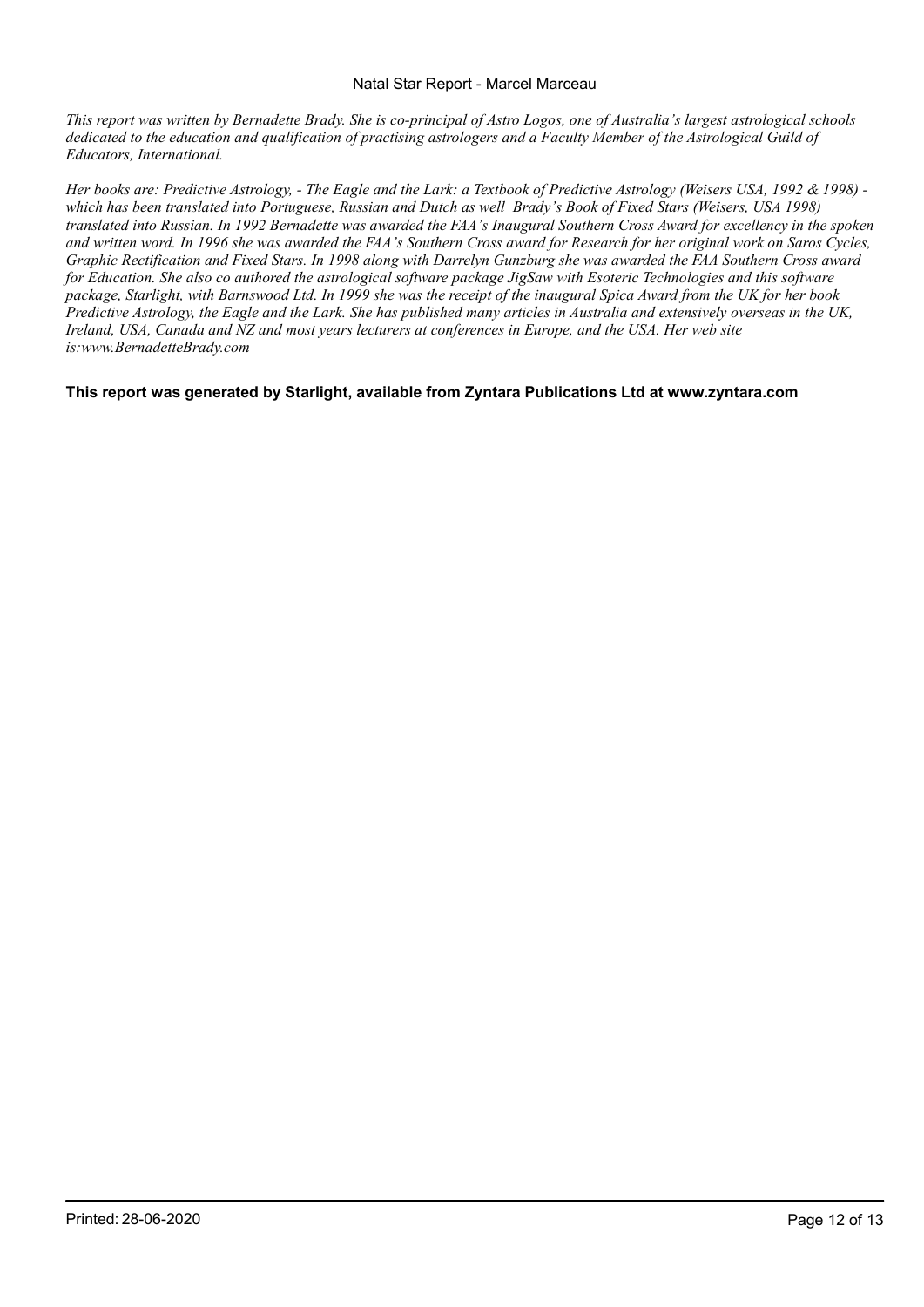*This report was written by Bernadette Brady. She is co-principal of Astro Logos, one of Australia's largest astrological schools dedicated to the education and qualification of practising astrologers and a Faculty Member of the Astrological Guild of Educators, International.*

*Her books are: Predictive Astrology, - The Eagle and the Lark: a Textbook of Predictive Astrology (Weisers USA, 1992 & 1998) - which has been translated into Portuguese, Russian and Dutch as well Brady's Book of Fixed Stars (Weisers, USA 1998) translated into Russian. In 1992 Bernadette was awarded the FAA's Inaugural Southern Cross Award for excellency in the spoken and written word. In 1996 she was awarded the FAA's Southern Cross award for Research for her original work on Saros Cycles, Graphic Rectification and Fixed Stars. In 1998 along with Darrelyn Gunzburg she was awarded the FAA Southern Cross award for Education. She also co authored the astrological software package JigSaw with Esoteric Technologies and this software package, Starlight, with Barnswood Ltd. In 1999 she was the receipt of the inaugural Spica Award from the UK for her book Predictive Astrology, the Eagle and the Lark. She has published many articles in Australia and extensively overseas in the UK, Ireland, USA, Canada and NZ and most years lecturers at conferences in Europe, and the USA. Her web site is:www.BernadetteBrady.com*

**This report was generated by Starlight, available from Zyntara Publications Ltd at www.zyntara.com**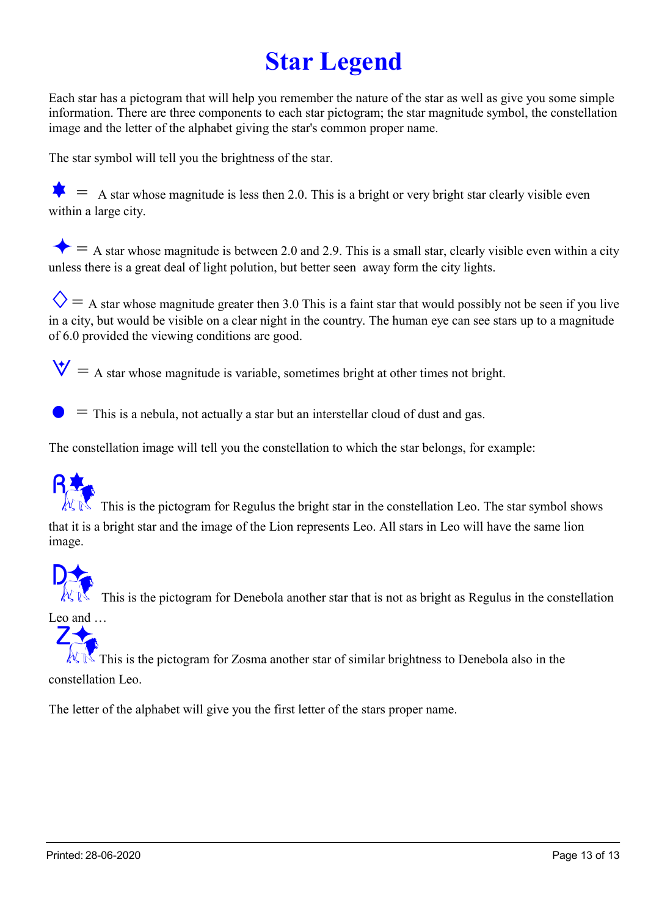# Star Legend

Each star has a pictogram that will help you remember the nature of the star as well as give you some simple information. There are three components to each star pictogram; the star magnitude symbol, the constellation image and the letter of the alphabet giving the star's common proper name.

The star symbol will tell you the brightness of the star.

= A star whose magnitude is less then 2.0. This is a bright or very bright star clearly visible even within a large city.

= A star whose magnitude is between 2.0 and 2.9. This is a small star, clearly visible even within a city unless there is a great deal of light polution, but better seen away form the city lights.

= A star whose magnitude greater then 3.0 This is a faint star that would possibly not be seen if you live in a city, but would be visible on a clear night in the country. The human eye can see stars up to a magnitude of 6.0 provided the viewing conditions are good.

= A star whose magnitude is variable, sometimes bright at other times not bright.

= This is a nebula, not actually a star but an interstellar cloud of dust and gas.

The constellation image will tell you the constellation to which the star belongs, for example:

This is the pictogram for Regulus the bright star in the constellation Leo. The star symbol shows that it is a bright star and the image of the Lion represents Leo. All stars in Leo will have the same lion image.

This is the pictogram for Denebola another star that is not as bright as Regulus in the constellation Leo and …

This is the pictogram for Zosma another star of similar brightness to Denebola also in the constellation Leo.

The letter of the alphabet will give you the first letter of the stars proper name.